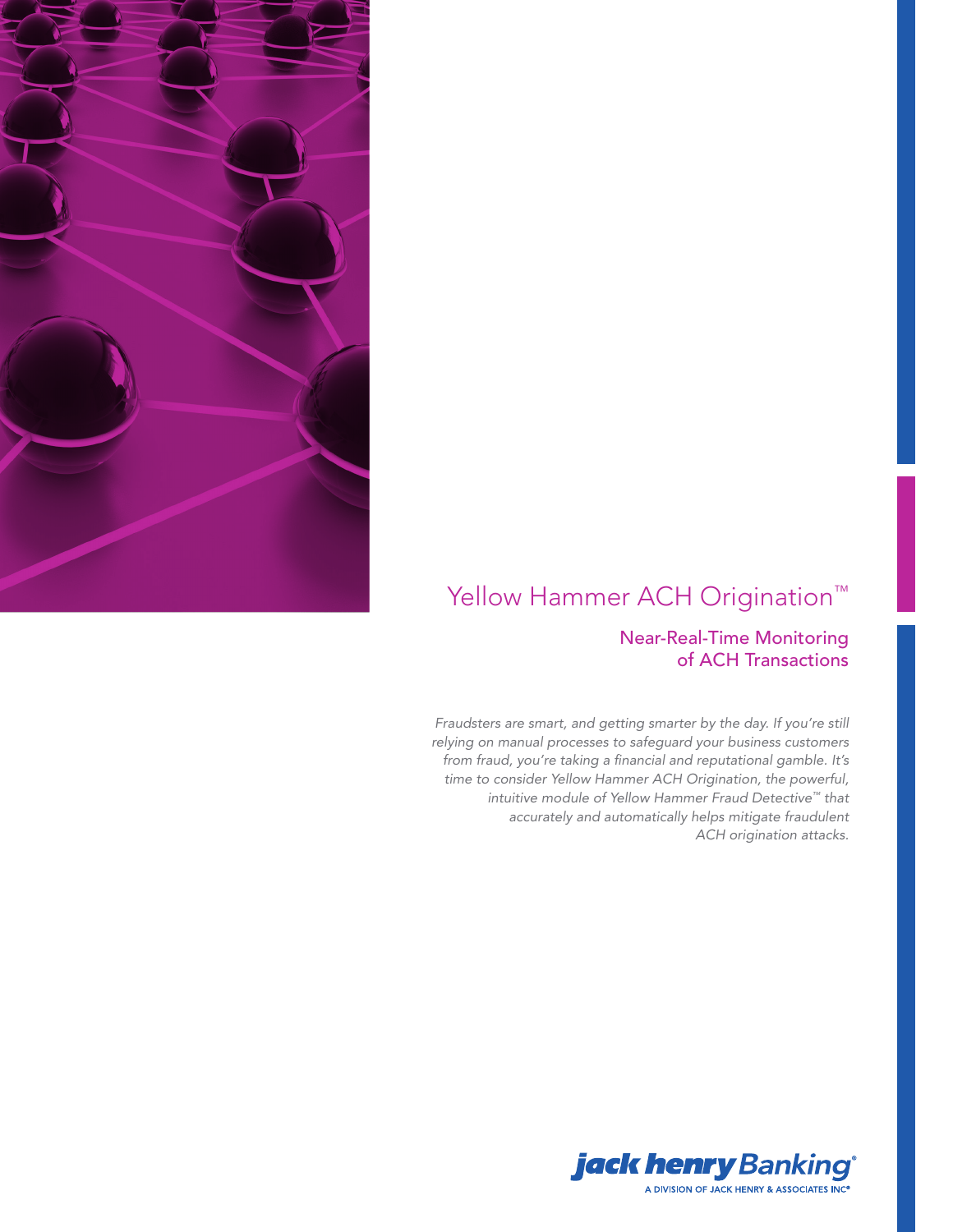# Yellow Hammer ACH Origination™

## Near-Real-Time Monitoring of ACH Transactions

*Fraudsters are smart, and getting smarter by the day. If you're still relying on manual processes to safeguard your business customers from fraud, you're taking a financial and reputational gamble. It's time to consider Yellow Hammer ACH Origination, the powerful, intuitive module of Yellow Hammer Fraud Detective™ that accurately and automatically helps mitigate fraudulent ACH origination attacks.*

jack henry Banking®

A DIVISION OF JACK HENRY & ASSOCIATES INC®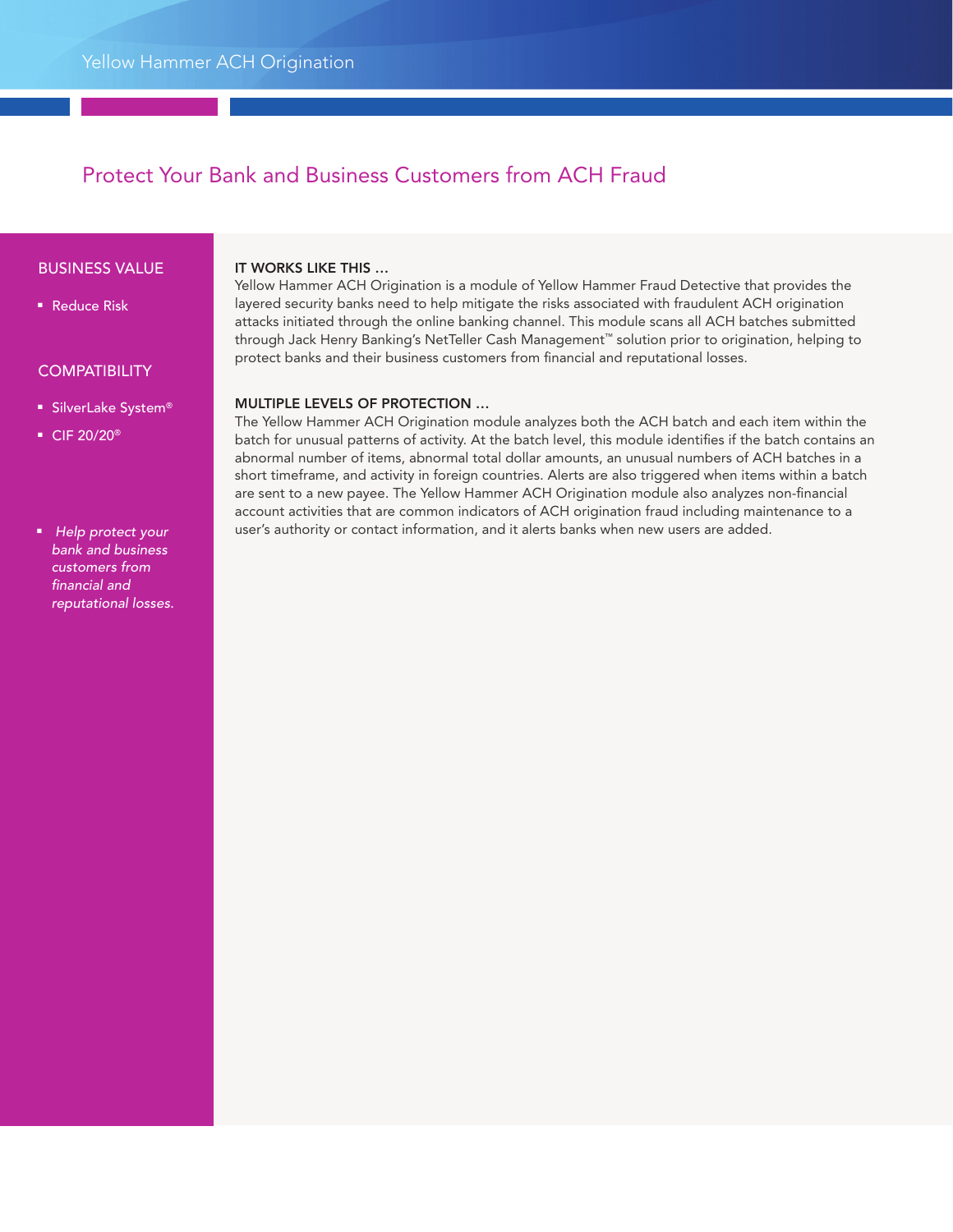# Protect Your Bank and Business Customers from ACH Fraud

## BUSINESS VALUE

- Reduce Risk

## COMPATIBILITY

- SilverLake System®
- CIF 20/20®

- *Help protect your bank and business customers from financial and reputational losses.*

**IT WORKS LIKE THIS …**

Yellow Hammer ACH Origination is a module of Yellow Hammer Fraud Detective that provides the layered security banks need to help mitigate the risks associated with fraudulent ACH origination attacks initiated through the online banking channel. This module scans all ACH batches submitted through Jack Henry Banking's NetTeller Cash Management™ solution prior to origination, helping to protect banks and their business customers from financial and reputational losses.

**MULTIPLE LEVELS OF PROTECTION …**

The Yellow Hammer ACH Origination module analyzes both the ACH batch and each item within the batch for unusual patterns of activity. At the batch level, this module identifies if the batch contains an abnormal number of items, abnormal total dollar amounts, an unusual numbers of ACH batches in a short timeframe, and activity in foreign countries. Alerts are also triggered when items within a batch are sent to a new payee. The Yellow Hammer ACH Origination module also analyzes non-financial account activities that are common indicators of ACH origination fraud including maintenance to a user's authority or contact information, and it alerts banks when new users are added.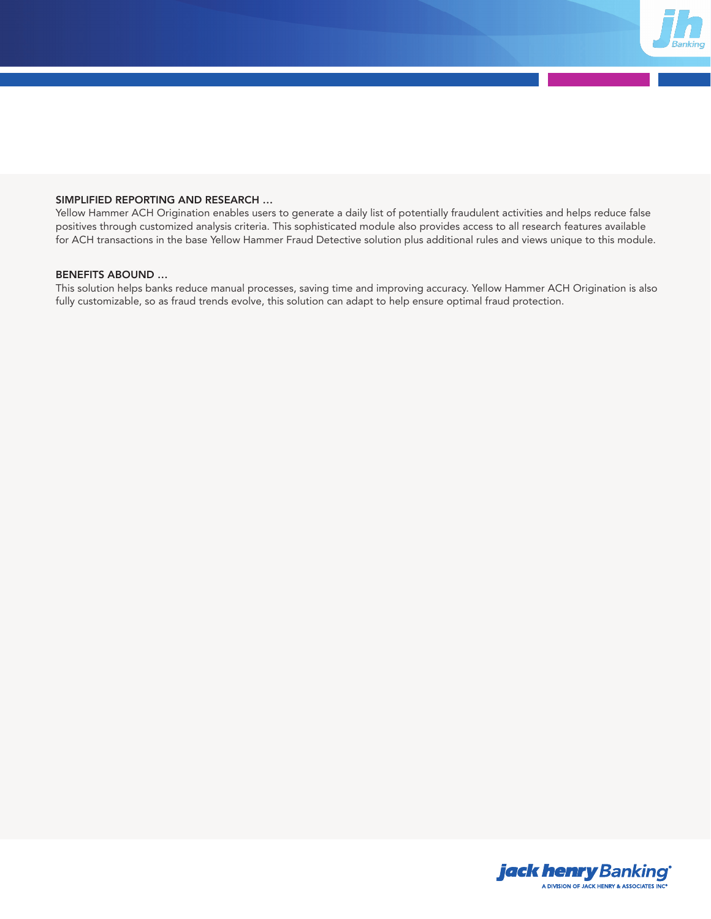### SIMPLIFIED REPORTING AND RESEARCH …

Yellow Hammer ACH Origination enables users to generate a daily list of potentially fraudulent activities and helps reduce false positives through customized analysis criteria. This sophisticated module also provides access to all research features available for ACH transactions in the base Yellow Hammer Fraud Detective solution plus additional rules and views unique to this module.

### BENEFITS ABOUND …

This solution helps banks reduce manual processes, saving time and improving accuracy. Yellow Hammer ACH Origination is also fully customizable, so as fraud trends evolve, this solution can adapt to help ensure optimal fraud protection.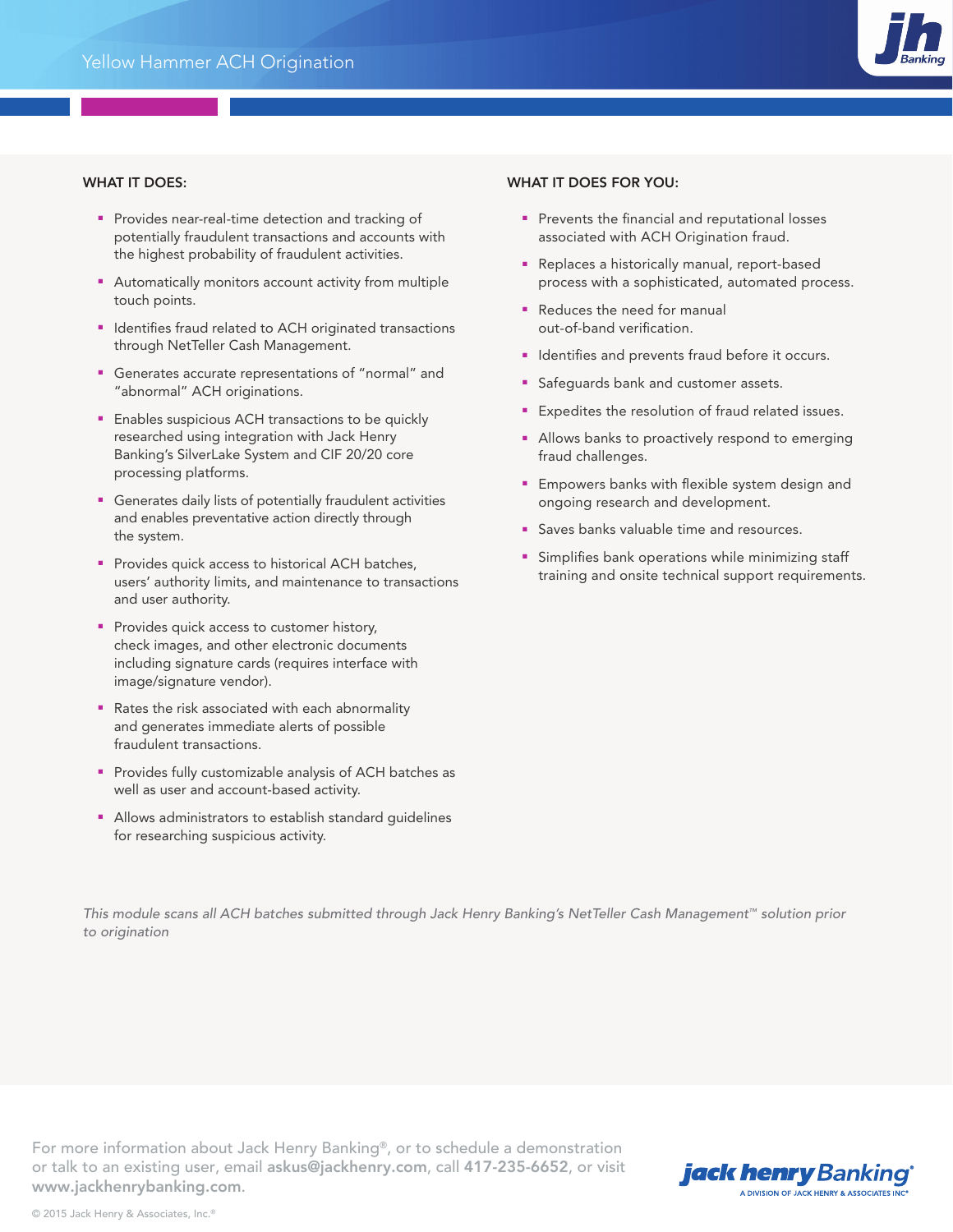# Yellow Hammer ACH Origination

## WHAT IT DOES:

- Provides near-real-time detection and tracking of potentially fraudulent transactions and accounts with the highest probability of fraudulent activities.
- Automatically monitors account activity from multiple touch points.
- Identifies fraud related to ACH originated transactions through NetTeller Cash Management.
- Generates accurate representations of "normal" and "abnormal" ACH originations.
- Enables suspicious ACH transactions to be quickly researched using integration with Jack Henry Banking's SilverLake System and CIF 20/20 core processing platforms.
- Generates daily lists of potentially fraudulent activities and enables preventative action directly through the system.
- Provides quick access to historical ACH batches, users' authority limits, and maintenance to transactions and user authority.
- Provides quick access to customer history, check images, and other electronic documents including signature cards (requires interface with image/signature vendor).
- Rates the risk associated with each abnormality and generates immediate alerts of possible fraudulent transactions.
- Provides fully customizable analysis of ACH batches as well as user and account-based activity.
- Allows administrators to establish standard guidelines for researching suspicious activity.

## WHAT IT DOES FOR YOU:

- Prevents the financial and reputational losses associated with ACH Origination fraud.
- Replaces a historically manual, report-based process with a sophisticated, automated process.
- Reduces the need for manual out-of-band verification.
- Identifies and prevents fraud before it occurs.
- Safeguards bank and customer assets.
- Expedites the resolution of fraud related issues.
- Allows banks to proactively respond to emerging fraud challenges.
- Empowers banks with flexible system design and ongoing research and development.
- Saves banks valuable time and resources.
- Simplifies bank operations while minimizing staff training and onsite technical support requirements.

*This module scans all ACH batches submitted through Jack Henry Banking's NetTeller Cash Management™ solution prior to origination*

For more information about Jack Henry Banking®, or to schedule a demonstration or talk to an existing user, email **askus@jackhenry.com**, call **417-235-6652**, or visit **www.jackhenrybanking.com**.

jack henry Banking® — A DIVISION OF JACK HENRY & ASSOCIATES INC®

© 2015 Jack Henry & Associates, Inc.®